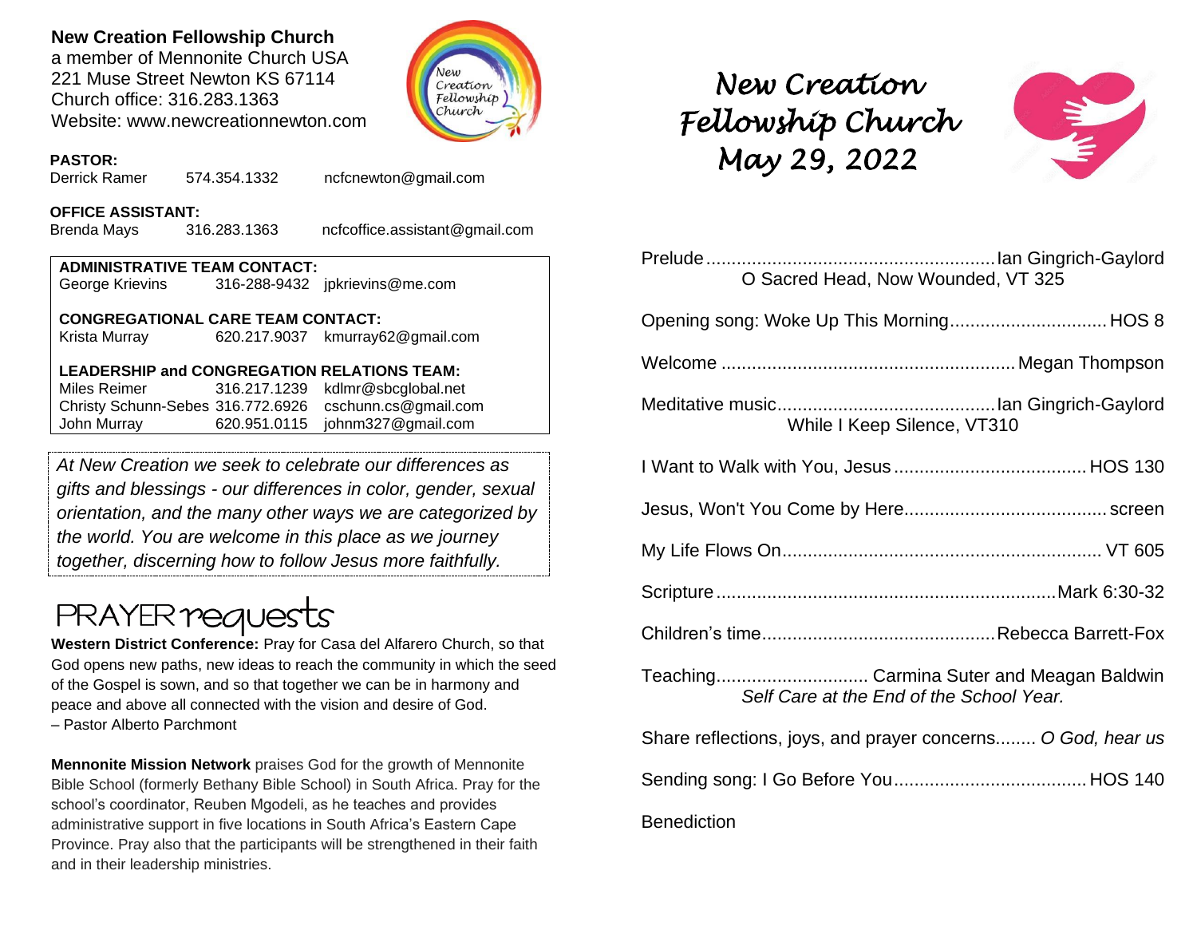**New Creation Fellowship Church**
a member of Mennonite Church USA
221 Muse Street Newton KS 67114
Church office: 316.283.1363
Website: www.newcreationnewton.com

**PASTOR:**
Derrick Ramer 574.354.1332 ncfcnewton@gmail.com

**OFFICE ASSISTANT:**
Brenda Mays 316.283.1363 ncfcoffice.assistant@gmail.com

**ADMINISTRATIVE TEAM CONTACT:**
George Krievins 316-288-9432 jpkrievins@me.com

**CONGREGATIONAL CARE TEAM CONTACT:**
Krista Murray 620.217.9037 kmurray62@gmail.com

**LEADERSHIP and CONGREGATION RELATIONS TEAM:**
Miles Reimer 316.217.1239 kdlmr@sbcglobal.net
Christy Schunn-Sebes 316.772.6926 cschunn.cs@gmail.com
John Murray 620.951.0115 johnm327@gmail.com

*At New Creation we seek to celebrate our differences as gifts and blessings - our differences in color, gender, sexual orientation, and the many other ways we are categorized by the world. You are welcome in this place as we journey together, discerning how to follow Jesus more faithfully.*

## PRAYER requests

**Western District Conference:** Pray for Casa del Alfarero Church, so that God opens new paths, new ideas to reach the community in which the seed of the Gospel is sown, and so that together we can be in harmony and peace and above all connected with the vision and desire of God.
– Pastor Alberto Parchmont

**Mennonite Mission Network** praises God for the growth of Mennonite Bible School (formerly Bethany Bible School) in South Africa. Pray for the school's coordinator, Reuben Mgodeli, as he teaches and provides administrative support in five locations in South Africa's Eastern Cape Province. Pray also that the participants will be strengthened in their faith and in their leadership ministries.

# New Creation Fellowship Church May 29, 2022

Prelude........................................................Ian Gingrich-Gaylord
O Sacred Head, Now Wounded, VT 325

Opening song: Woke Up This Morning.............................. HOS 8

Welcome ........................................................ Megan Thompson

Meditative music..........................................Ian Gingrich-Gaylord
While I Keep Silence, VT310

I Want to Walk with You, Jesus ..................................... HOS 130

Jesus, Won't You Come by Here....................................... screen

My Life Flows On.............................................................. VT 605

Scripture.................................................................Mark 6:30-32

Children's time............................................Rebecca Barrett-Fox

Teaching............................. Carmina Suter and Meagan Baldwin
*Self Care at the End of the School Year.*

Share reflections, joys, and prayer concerns........ *O God, hear us*

Sending song: I Go Before You...................................... HOS 140

Benediction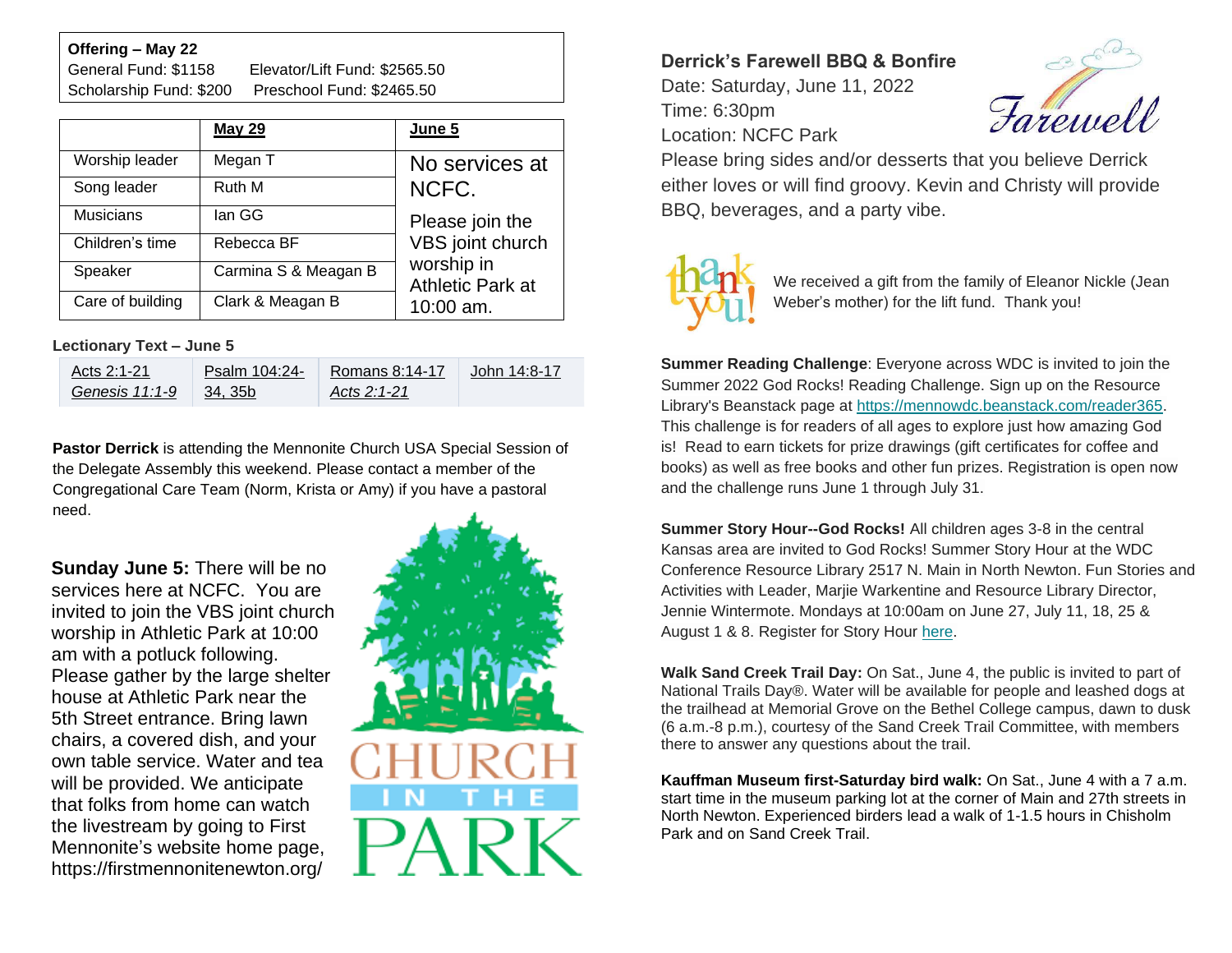**Offering – May 22**

General Fund: $1158 Elevator/Lift Fund: $2565.50
Scholarship Fund: $200 Preschool Fund: $2465.50

| | May 29 | June 5 |
|---|---|---|
| Worship leader | Megan T | No services at NCFC. Please join the VBS joint church worship in Athletic Park at 10:00 am. |
| Song leader | Ruth M | |
| Musicians | Ian GG | |
| Children's time | Rebecca BF | |
| Speaker | Carmina S & Meagan B | |
| Care of building | Clark & Meagan B | |

**Lectionary Text – June 5**

| | | | |
|---|---|---|---|
| Acts 2:1-21 *Genesis 11:1-9* | Psalm 104:24-34, 35b | Romans 8:14-17 *Acts 2:1-21* | John 14:8-17 |

**Pastor Derrick** is attending the Mennonite Church USA Special Session of the Delegate Assembly this weekend. Please contact a member of the Congregational Care Team (Norm, Krista or Amy) if you have a pastoral need.

**Sunday June 5:** There will be no services here at NCFC. You are invited to join the VBS joint church worship in Athletic Park at 10:00 am with a potluck following. Please gather by the large shelter house at Athletic Park near the 5th Street entrance. Bring lawn chairs, a covered dish, and your own table service. Water and tea will be provided. We anticipate that folks from home can watch the livestream by going to First Mennonite's website home page, https://firstmennonitenewton.org/

CHURCH IN THE PARK

**Derrick's Farewell BBQ & Bonfire**
Date: Saturday, June 11, 2022
Time: 6:30pm
Location: NCFC Park

Farewell

Please bring sides and/or desserts that you believe Derrick either loves or will find groovy. Kevin and Christy will provide BBQ, beverages, and a party vibe.

thank you!

We received a gift from the family of Eleanor Nickle (Jean Weber's mother) for the lift fund. Thank you!

**Summer Reading Challenge**: Everyone across WDC is invited to join the Summer 2022 God Rocks! Reading Challenge. Sign up on the Resource Library's Beanstack page at https://mennowdc.beanstack.com/reader365. This challenge is for readers of all ages to explore just how amazing God is! Read to earn tickets for prize drawings (gift certificates for coffee and books) as well as free books and other fun prizes. Registration is open now and the challenge runs June 1 through July 31.

**Summer Story Hour--God Rocks!** All children ages 3-8 in the central Kansas area are invited to God Rocks! Summer Story Hour at the WDC Conference Resource Library 2517 N. Main in North Newton. Fun Stories and Activities with Leader, Marjie Warkentine and Resource Library Director, Jennie Wintermote. Mondays at 10:00am on June 27, July 11, 18, 25 & August 1 & 8. Register for Story Hour here.

**Walk Sand Creek Trail Day:** On Sat., June 4, the public is invited to part of National Trails Day®. Water will be available for people and leashed dogs at the trailhead at Memorial Grove on the Bethel College campus, dawn to dusk (6 a.m.-8 p.m.), courtesy of the Sand Creek Trail Committee, with members there to answer any questions about the trail.

**Kauffman Museum first-Saturday bird walk:** On Sat., June 4 with a 7 a.m. start time in the museum parking lot at the corner of Main and 27th streets in North Newton. Experienced birders lead a walk of 1-1.5 hours in Chisholm Park and on Sand Creek Trail.